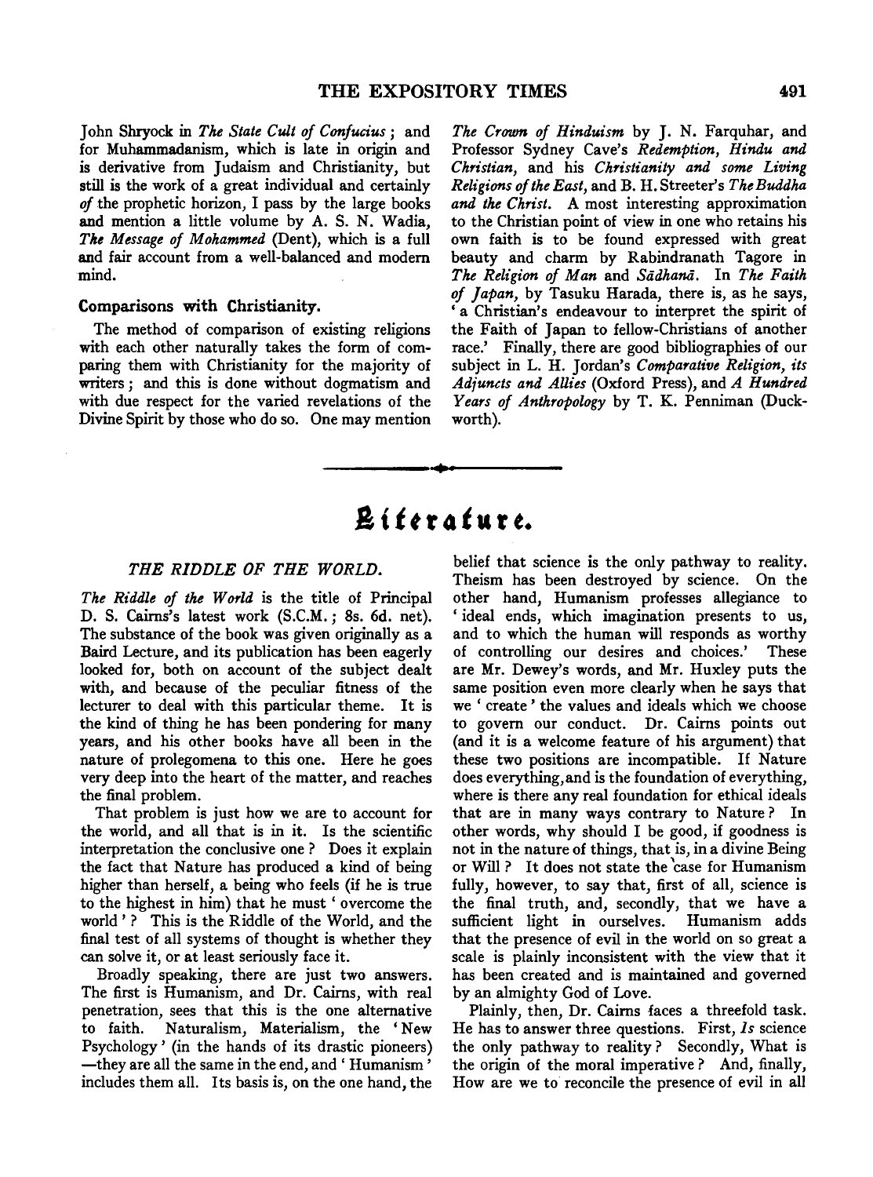John Shryock in *The State Cult of Confucius*; and for Muhammadanism, which is late in origin and is derivative from Judaism and Christianity, but still is the work of a great individual and certainly *of* the prophetic horizon, I pass by the large books and mention a little volume by A. S. N. Wadia, *The Message of Mohammed* (Dent), which is a full and fair account from a well-balanced and modern mind.

### Comparisons with Christianity.

The method of comparison of existing religions with each other naturally takes the form of comparing them with Christianity for the majority of writers; and this is done without dogmatism and with due respect for the varied revelations of the Divine Spirit by those who do so. One may mention *The Crown of Hinduism* by J. N. Farquhar, and Professor Sydney Cave's *Redemption, Hindu and Christian*, and his *Christianity and some Living Religions of the East*, and B. H. Streeter's *The Buddha and the Christ*. A most interesting approximation to the Christian point of view in one who retains his own faith is to be found expressed with great beauty and charm by Rabindranath Tagore in *The Religion of Man* and *Sādhanā*. In *The Faith of Japan*, by Tasuku Harada, there is, as he says, 'a Christian's endeavour to interpret the spirit of the Faith of Japan to fellow-Christians of another race.' Finally, there are good bibliographies of our subject in L. H. Jordan's *Comparative Religion, its Adjuncts and Allies* (Oxford Press), and *A Hundred Years of Anthropology* by T. K. Penniman (Duckworth).

---

# Literature.

## *THE RIDDLE OF THE WORLD.*

*The Riddle of the World* is the title of Principal D. S. Cairns's latest work (S.C.M.; 8s. 6d. net). The substance of the book was given originally as a Baird Lecture, and its publication has been eagerly looked for, both on account of the subject dealt with, and because of the peculiar fitness of the lecturer to deal with this particular theme. It is the kind of thing he has been pondering for many years, and his other books have all been in the nature of prolegomena to this one. Here he goes very deep into the heart of the matter, and reaches the final problem.

That problem is just how we are to account for the world, and all that is in it. Is the scientific interpretation the conclusive one? Does it explain the fact that Nature has produced a kind of being higher than herself, a being who feels (if he is true to the highest in him) that he must 'overcome the world'? This is the Riddle of the World, and the final test of all systems of thought is whether they can solve it, or at least seriously face it.

Broadly speaking, there are just two answers. The first is Humanism, and Dr. Cairns, with real penetration, sees that this is the one alternative to faith. Naturalism, Materialism, the 'New Psychology' (in the hands of its drastic pioneers) —they are all the same in the end, and 'Humanism' includes them all. Its basis is, on the one hand, the belief that science is the only pathway to reality. Theism has been destroyed by science. On the other hand, Humanism professes allegiance to 'ideal ends, which imagination presents to us, and to which the human will responds as worthy of controlling our desires and choices.' These are Mr. Dewey's words, and Mr. Huxley puts the same position even more clearly when he says that we 'create' the values and ideals which we choose to govern our conduct. Dr. Cairns points out (and it is a welcome feature of his argument) that these two positions are incompatible. If Nature does everything, and is the foundation of everything, where is there any real foundation for ethical ideals that are in many ways contrary to Nature? In other words, why should I be good, if goodness is not in the nature of things, that is, in a divine Being or Will? It does not state the case for Humanism fully, however, to say that, first of all, science is the final truth, and, secondly, that we have a sufficient light in ourselves. Humanism adds that the presence of evil in the world on so great a scale is plainly inconsistent with the view that it has been created and is maintained and governed by an almighty God of Love.

Plainly, then, Dr. Cairns faces a threefold task. He has to answer three questions. First, *Is* science the only pathway to reality? Secondly, What is the origin of the moral imperative? And, finally, How are we to reconcile the presence of evil in all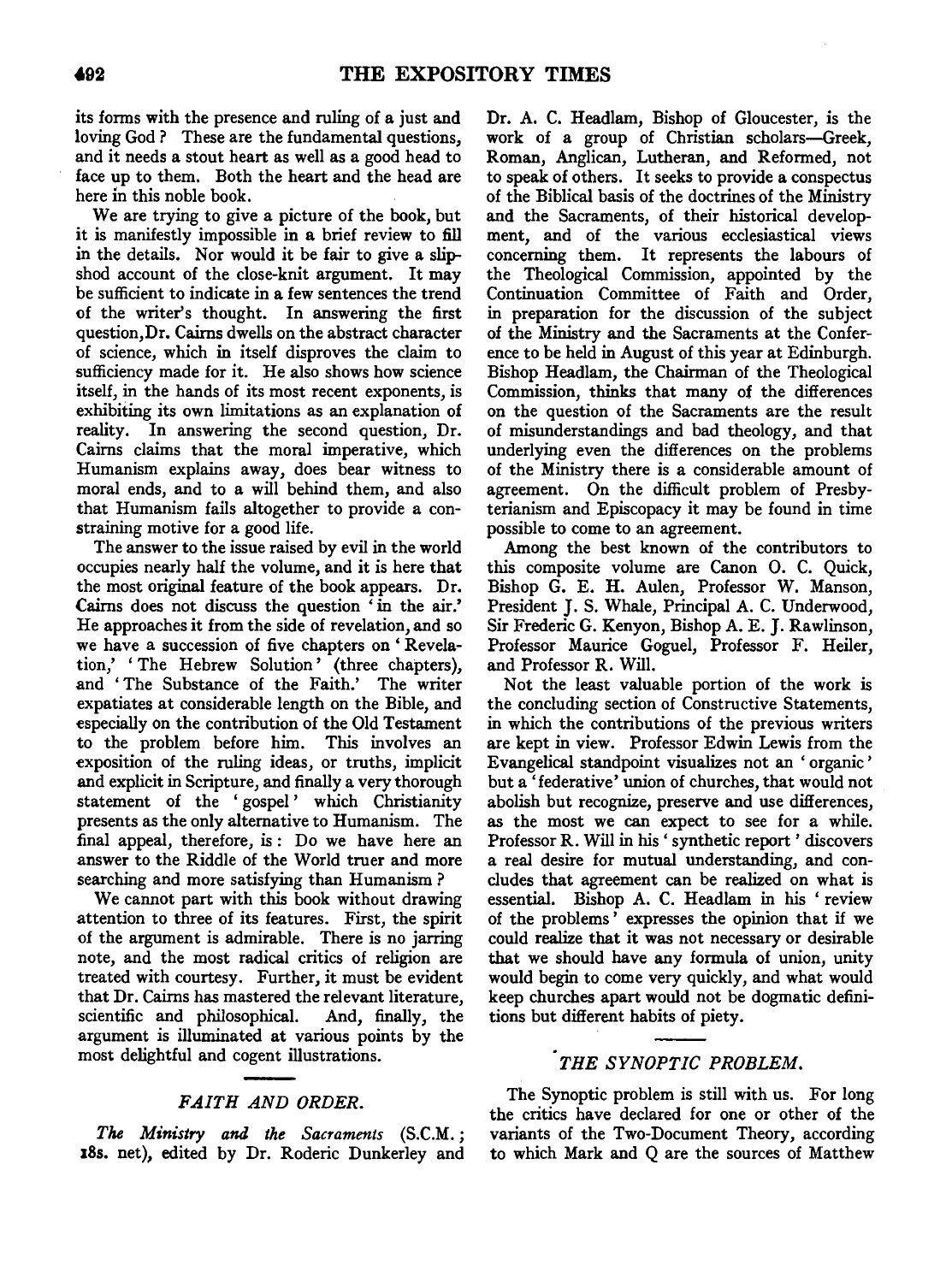its forms with the presence and ruling of a just and loving God? These are the fundamental questions, and it needs a stout heart as well as a good head to face up to them. Both the heart and the head are here in this noble book.

We are trying to give a picture of the book, but it is manifestly impossible in a brief review to fill in the details. Nor would it be fair to give a slipshod account of the close-knit argument. It may be sufficient to indicate in a few sentences the trend of the writer's thought. In answering the first question, Dr. Cairns dwells on the abstract character of science, which in itself disproves the claim to sufficiency made for it. He also shows how science itself, in the hands of its most recent exponents, is exhibiting its own limitations as an explanation of reality. In answering the second question, Dr. Cairns claims that the moral imperative, which Humanism explains away, does bear witness to moral ends, and to a will behind them, and also that Humanism fails altogether to provide a constraining motive for a good life.

The answer to the issue raised by evil in the world occupies nearly half the volume, and it is here that the most original feature of the book appears. Dr. Cairns does not discuss the question 'in the air.' He approaches it from the side of revelation, and so we have a succession of five chapters on 'Revelation,' 'The Hebrew Solution' (three chapters), and 'The Substance of the Faith.' The writer expatiates at considerable length on the Bible, and especially on the contribution of the Old Testament to the problem before him. This involves an exposition of the ruling ideas, or truths, implicit and explicit in Scripture, and finally a very thorough statement of the 'gospel' which Christianity presents as the only alternative to Humanism. The final appeal, therefore, is: Do we have here an answer to the Riddle of the World truer and more searching and more satisfying than Humanism?

We cannot part with this book without drawing attention to three of its features. First, the spirit of the argument is admirable. There is no jarring note, and the most radical critics of religion are treated with courtesy. Further, it must be evident that Dr. Cairns has mastered the relevant literature, scientific and philosophical. And, finally, the argument is illuminated at various points by the most delightful and cogent illustrations.

## *FAITH AND ORDER.*

*The Ministry and the Sacraments* (S.C.M.; 18s. net), edited by Dr. Roderic Dunkerley and Dr. A. C. Headlam, Bishop of Gloucester, is the work of a group of Christian scholars—Greek, Roman, Anglican, Lutheran, and Reformed, not to speak of others. It seeks to provide a conspectus of the Biblical basis of the doctrines of the Ministry and the Sacraments, of their historical development, and of the various ecclesiastical views concerning them. It represents the labours of the Theological Commission, appointed by the Continuation Committee of Faith and Order, in preparation for the discussion of the subject of the Ministry and the Sacraments at the Conference to be held in August of this year at Edinburgh. Bishop Headlam, the Chairman of the Theological Commission, thinks that many of the differences on the question of the Sacraments are the result of misunderstandings and bad theology, and that underlying even the differences on the problems of the Ministry there is a considerable amount of agreement. On the difficult problem of Presbyterianism and Episcopacy it may be found in time possible to come to an agreement.

Among the best known of the contributors to this composite volume are Canon O. C. Quick, Bishop G. E. H. Aulen, Professor W. Manson, President J. S. Whale, Principal A. C. Underwood, Sir Frederic G. Kenyon, Bishop A. E. J. Rawlinson, Professor Maurice Goguel, Professor F. Heiler, and Professor R. Will.

Not the least valuable portion of the work is the concluding section of Constructive Statements, in which the contributions of the previous writers are kept in view. Professor Edwin Lewis from the Evangelical standpoint visualizes not an 'organic' but a 'federative' union of churches, that would not abolish but recognize, preserve and use differences, as the most we can expect to see for a while. Professor R. Will in his 'synthetic report' discovers a real desire for mutual understanding, and concludes that agreement can be realized on what is essential. Bishop A. C. Headlam in his 'review of the problems' expresses the opinion that if we could realize that it was not necessary or desirable that we should have any formula of union, unity would begin to come very quickly, and what would keep churches apart would not be dogmatic definitions but different habits of piety.

## *THE SYNOPTIC PROBLEM.*

The Synoptic problem is still with us. For long the critics have declared for one or other of the variants of the Two-Document Theory, according to which Mark and Q are the sources of Matthew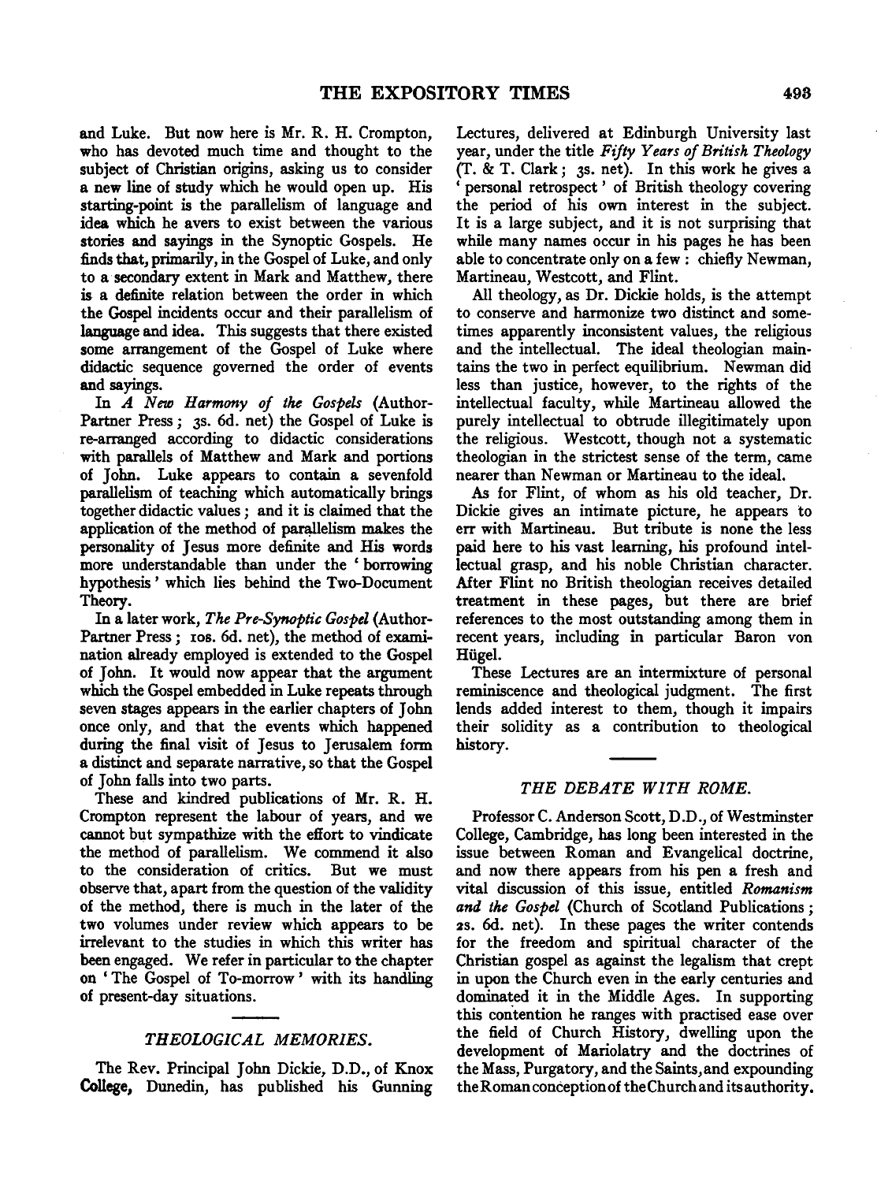and Luke. But now here is Mr. R. H. Crompton, who has devoted much time and thought to the subject of Christian origins, asking us to consider a new line of study which he would open up. His starting-point is the parallelism of language and idea which he avers to exist between the various stories and sayings in the Synoptic Gospels. He finds that, primarily, in the Gospel of Luke, and only to a secondary extent in Mark and Matthew, there is a definite relation between the order in which the Gospel incidents occur and their parallelism of language and idea. This suggests that there existed some arrangement of the Gospel of Luke where didactic sequence governed the order of events and sayings.

In *A New Harmony of the Gospels* (Author-Partner Press; 3s. 6d. net) the Gospel of Luke is re-arranged according to didactic considerations with parallels of Matthew and Mark and portions of John. Luke appears to contain a sevenfold parallelism of teaching which automatically brings together didactic values; and it is claimed that the application of the method of parallelism makes the personality of Jesus more definite and His words more understandable than under the 'borrowing hypothesis' which lies behind the Two-Document Theory.

In a later work, *The Pre-Synoptic Gospel* (Author-Partner Press; 10s. 6d. net), the method of examination already employed is extended to the Gospel of John. It would now appear that the argument which the Gospel embedded in Luke repeats through seven stages appears in the earlier chapters of John once only, and that the events which happened during the final visit of Jesus to Jerusalem form a distinct and separate narrative, so that the Gospel of John falls into two parts.

These and kindred publications of Mr. R. H. Crompton represent the labour of years, and we cannot but sympathize with the effort to vindicate the method of parallelism. We commend it also to the consideration of critics. But we must observe that, apart from the question of the validity of the method, there is much in the later of the two volumes under review which appears to be irrelevant to the studies in which this writer has been engaged. We refer in particular to the chapter on 'The Gospel of To-morrow' with its handling of present-day situations.

## *THEOLOGICAL MEMORIES.*

The Rev. Principal John Dickie, D.D., of Knox College, Dunedin, has published his Gunning Lectures, delivered at Edinburgh University last year, under the title *Fifty Years of British Theology* (T. & T. Clark; 3s. net). In this work he gives a 'personal retrospect' of British theology covering the period of his own interest in the subject. It is a large subject, and it is not surprising that while many names occur in his pages he has been able to concentrate only on a few: chiefly Newman, Martineau, Westcott, and Flint.

All theology, as Dr. Dickie holds, is the attempt to conserve and harmonize two distinct and sometimes apparently inconsistent values, the religious and the intellectual. The ideal theologian maintains the two in perfect equilibrium. Newman did less than justice, however, to the rights of the intellectual faculty, while Martineau allowed the purely intellectual to obtrude illegitimately upon the religious. Westcott, though not a systematic theologian in the strictest sense of the term, came nearer than Newman or Martineau to the ideal.

As for Flint, of whom as his old teacher, Dr. Dickie gives an intimate picture, he appears to err with Martineau. But tribute is none the less paid here to his vast learning, his profound intellectual grasp, and his noble Christian character. After Flint no British theologian receives detailed treatment in these pages, but there are brief references to the most outstanding among them in recent years, including in particular Baron von Hügel.

These Lectures are an intermixture of personal reminiscence and theological judgment. The first lends added interest to them, though it impairs their solidity as a contribution to theological history.

## *THE DEBATE WITH ROME.*

Professor C. Anderson Scott, D.D., of Westminster College, Cambridge, has long been interested in the issue between Roman and Evangelical doctrine, and now there appears from his pen a fresh and vital discussion of this issue, entitled *Romanism and the Gospel* (Church of Scotland Publications; 2s. 6d. net). In these pages the writer contends for the freedom and spiritual character of the Christian gospel as against the legalism that crept in upon the Church even in the early centuries and dominated it in the Middle Ages. In supporting this contention he ranges with practised ease over the field of Church History, dwelling upon the development of Mariolatry and the doctrines of the Mass, Purgatory, and the Saints, and expounding the Roman conception of the Church and its authority.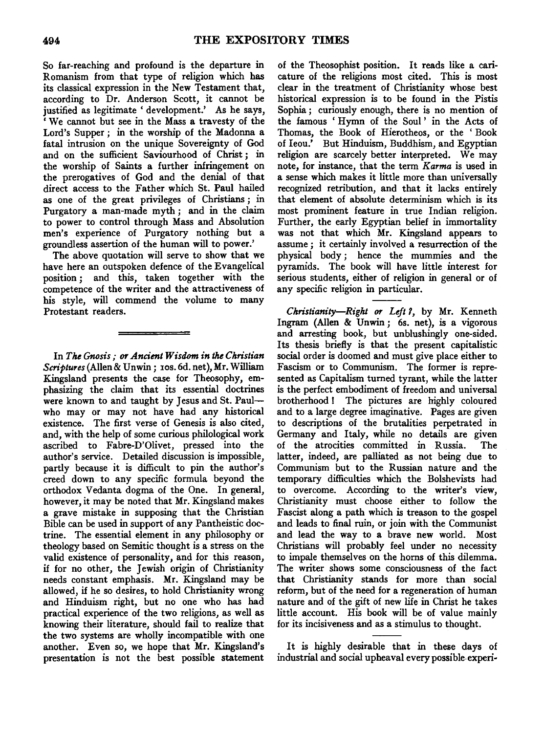So far-reaching and profound is the departure in Romanism from that type of religion which has its classical expression in the New Testament that, according to Dr. Anderson Scott, it cannot be justified as legitimate 'development.' As he says, 'We cannot but see in the Mass a travesty of the Lord's Supper; in the worship of the Madonna a fatal intrusion on the unique Sovereignty of God and on the sufficient Saviourhood of Christ; in the worship of Saints a further infringement on the prerogatives of God and the denial of that direct access to the Father which St. Paul hailed as one of the great privileges of Christians; in Purgatory a man-made myth; and in the claim to power to control through Mass and Absolution men's experience of Purgatory nothing but a groundless assertion of the human will to power.'

The above quotation will serve to show that we have here an outspoken defence of the Evangelical position; and this, taken together with the competence of the writer and the attractiveness of his style, will commend the volume to many Protestant readers.

---

In *The Gnosis; or Ancient Wisdom in the Christian Scriptures* (Allen & Unwin; 10s. 6d. net), Mr. William Kingsland presents the case for Theosophy, emphasizing the claim that its essential doctrines were known to and taught by Jesus and St. Paul—who may or may not have had any historical existence. The first verse of Genesis is also cited, and, with the help of some curious philological work ascribed to Fabre-D'Olivet, pressed into the author's service. Detailed discussion is impossible, partly because it is difficult to pin the author's creed down to any specific formula beyond the orthodox Vedanta dogma of the One. In general, however, it may be noted that Mr. Kingsland makes a grave mistake in supposing that the Christian Bible can be used in support of any Pantheistic doctrine. The essential element in any philosophy or theology based on Semitic thought is a stress on the valid existence of personality, and for this reason, if for no other, the Jewish origin of Christianity needs constant emphasis. Mr. Kingsland may be allowed, if he so desires, to hold Christianity wrong and Hinduism right, but no one who has had practical experience of the two religions, as well as knowing their literature, should fail to realize that the two systems are wholly incompatible with one another. Even so, we hope that Mr. Kingsland's presentation is not the best possible statement of the Theosophist position. It reads like a caricature of the religions most cited. This is most clear in the treatment of Christianity whose best historical expression is to be found in the Pistis Sophia; curiously enough, there is no mention of the famous 'Hymn of the Soul' in the Acts of Thomas, the Book of Hierotheos, or the 'Book of Ieou.' But Hinduism, Buddhism, and Egyptian religion are scarcely better interpreted. We may note, for instance, that the term *Karma* is used in a sense which makes it little more than universally recognized retribution, and that it lacks entirely that element of absolute determinism which is its most prominent feature in true Indian religion. Further, the early Egyptian belief in immortality was not that which Mr. Kingsland appears to assume; it certainly involved a resurrection of the physical body; hence the mummies and the pyramids. The book will have little interest for serious students, either of religion in general or of any specific religion in particular.

---

*Christianity—Right or Left?*, by Mr. Kenneth Ingram (Allen & Unwin; 6s. net), is a vigorous and arresting book, but unblushingly one-sided. Its thesis briefly is that the present capitalistic social order is doomed and must give place either to Fascism or to Communism. The former is represented as Capitalism turned tyrant, while the latter is the perfect embodiment of freedom and universal brotherhood! The pictures are highly coloured and to a large degree imaginative. Pages are given to descriptions of the brutalities perpetrated in Germany and Italy, while no details are given of the atrocities committed in Russia. The latter, indeed, are palliated as not being due to Communism but to the Russian nature and the temporary difficulties which the Bolshevists had to overcome. According to the writer's view, Christianity must choose either to follow the Fascist along a path which is treason to the gospel and leads to final ruin, or join with the Communist and lead the way to a brave new world. Most Christians will probably feel under no necessity to impale themselves on the horns of this dilemma. The writer shows some consciousness of the fact that Christianity stands for more than social reform, but of the need for a regeneration of human nature and of the gift of new life in Christ he takes little account. His book will be of value mainly for its incisiveness and as a stimulus to thought.

---

It is highly desirable that in these days of industrial and social upheaval every possible experi-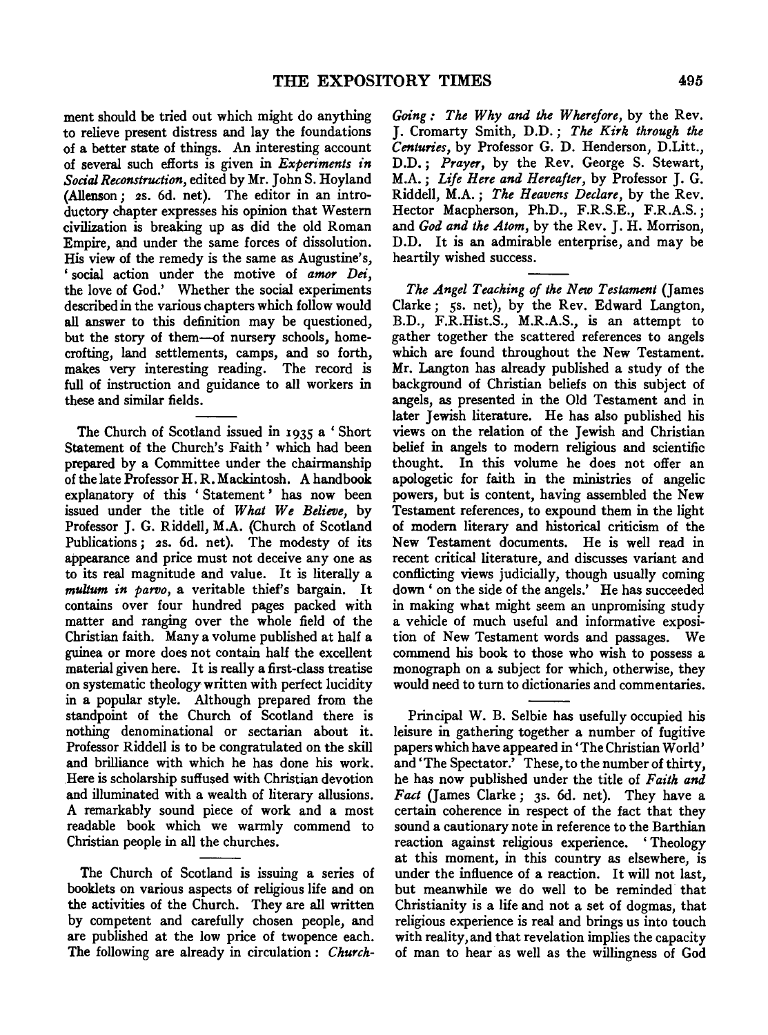ment should be tried out which might do anything to relieve present distress and lay the foundations of a better state of things. An interesting account of several such efforts is given in *Experiments in Social Reconstruction*, edited by Mr. John S. Hoyland (Allenson; 2s. 6d. net). The editor in an introductory chapter expresses his opinion that Western civilization is breaking up as did the old Roman Empire, and under the same forces of dissolution. His view of the remedy is the same as Augustine's, 'social action under the motive of *amor Dei*, the love of God.' Whether the social experiments described in the various chapters which follow would all answer to this definition may be questioned, but the story of them—of nursery schools, home-crofting, land settlements, camps, and so forth, makes very interesting reading. The record is full of instruction and guidance to all workers in these and similar fields.

---

The Church of Scotland issued in 1935 a 'Short Statement of the Church's Faith' which had been prepared by a Committee under the chairmanship of the late Professor H. R. Mackintosh. A handbook explanatory of this 'Statement' has now been issued under the title of *What We Believe*, by Professor J. G. Riddell, M.A. (Church of Scotland Publications; 2s. 6d. net). The modesty of its appearance and price must not deceive any one as to its real magnitude and value. It is literally a *multum in parvo*, a veritable thief's bargain. It contains over four hundred pages packed with matter and ranging over the whole field of the Christian faith. Many a volume published at half a guinea or more does not contain half the excellent material given here. It is really a first-class treatise on systematic theology written with perfect lucidity in a popular style. Although prepared from the standpoint of the Church of Scotland there is nothing denominational or sectarian about it. Professor Riddell is to be congratulated on the skill and brilliance with which he has done his work. Here is scholarship suffused with Christian devotion and illuminated with a wealth of literary allusions. A remarkably sound piece of work and a most readable book which we warmly commend to Christian people in all the churches.

---

The Church of Scotland is issuing a series of booklets on various aspects of religious life and on the activities of the Church. They are all written by competent and carefully chosen people, and are published at the low price of twopence each. The following are already in circulation: *Church-Going: The Why and the Wherefore*, by the Rev. J. Cromarty Smith, D.D.; *The Kirk through the Centuries*, by Professor G. D. Henderson, D.Litt., D.D.; *Prayer*, by the Rev. George S. Stewart, M.A.; *Life Here and Hereafter*, by Professor J. G. Riddell, M.A.; *The Heavens Declare*, by the Rev. Hector Macpherson, Ph.D., F.R.S.E., F.R.A.S.; and *God and the Atom*, by the Rev. J. H. Morrison, D.D. It is an admirable enterprise, and may be heartily wished success.

---

*The Angel Teaching of the New Testament* (James Clarke; 5s. net), by the Rev. Edward Langton, B.D., F.R.Hist.S., M.R.A.S., is an attempt to gather together the scattered references to angels which are found throughout the New Testament. Mr. Langton has already published a study of the background of Christian beliefs on this subject of angels, as presented in the Old Testament and in later Jewish literature. He has also published his views on the relation of the Jewish and Christian belief in angels to modern religious and scientific thought. In this volume he does not offer an apologetic for faith in the ministries of angelic powers, but is content, having assembled the New Testament references, to expound them in the light of modern literary and historical criticism of the New Testament documents. He is well read in recent critical literature, and discusses variant and conflicting views judicially, though usually coming down 'on the side of the angels.' He has succeeded in making what might seem an unpromising study a vehicle of much useful and informative exposition of New Testament words and passages. We commend his book to those who wish to possess a monograph on a subject for which, otherwise, they would need to turn to dictionaries and commentaries.

---

Principal W. B. Selbie has usefully occupied his leisure in gathering together a number of fugitive papers which have appeared in 'The Christian World' and 'The Spectator.' These, to the number of thirty, he has now published under the title of *Faith and Fact* (James Clarke; 3s. 6d. net). They have a certain coherence in respect of the fact that they sound a cautionary note in reference to the Barthian reaction against religious experience. 'Theology at this moment, in this country as elsewhere, is under the influence of a reaction. It will not last, but meanwhile we do well to be reminded that Christianity is a life and not a set of dogmas, that religious experience is real and brings us into touch with reality, and that revelation implies the capacity of man to hear as well as the willingness of God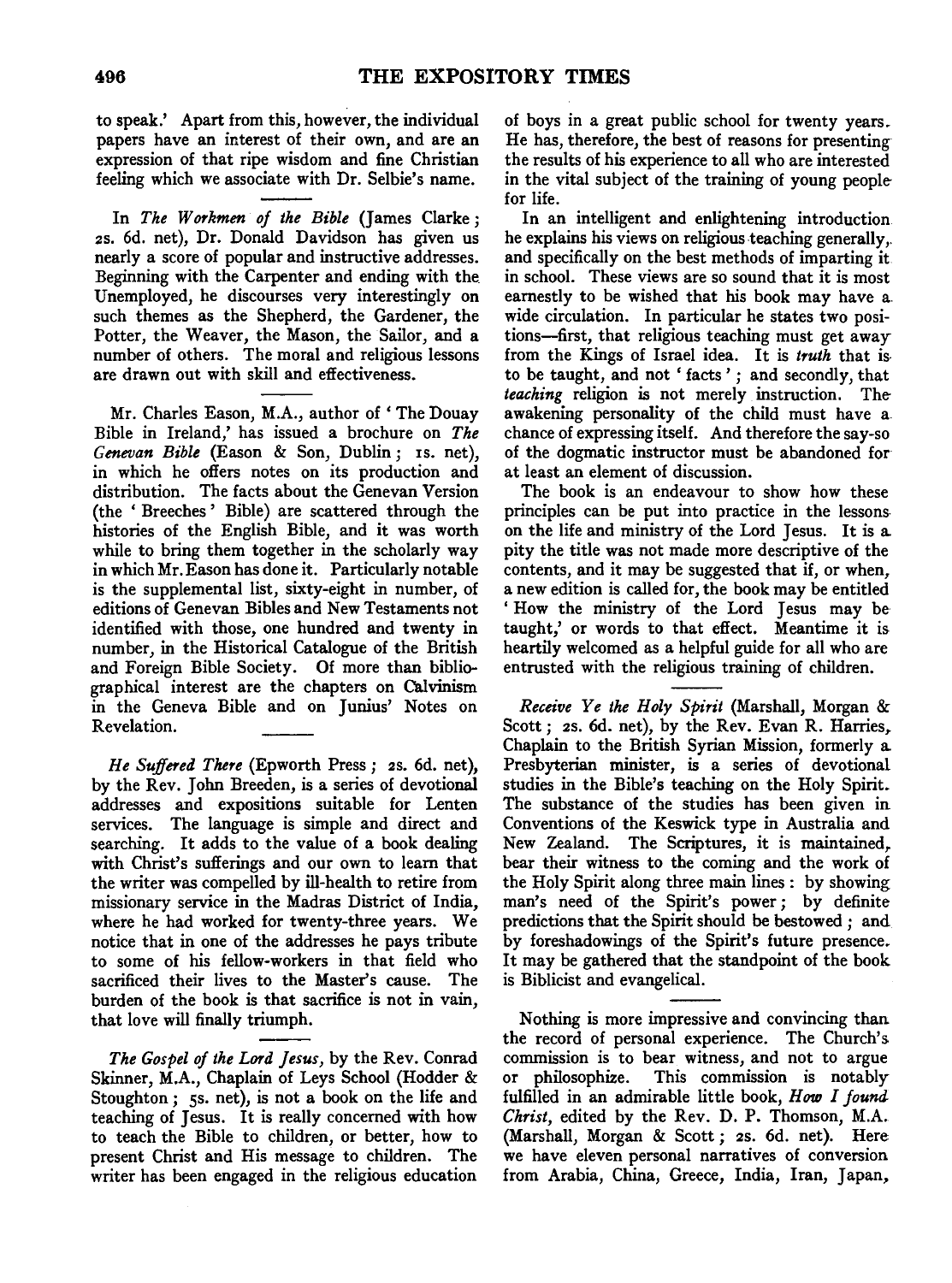to speak.' Apart from this, however, the individual papers have an interest of their own, and are an expression of that ripe wisdom and fine Christian feeling which we associate with Dr. Selbie's name.

---

In *The Workmen of the Bible* (James Clarke; 2s. 6d. net), Dr. Donald Davidson has given us nearly a score of popular and instructive addresses. Beginning with the Carpenter and ending with the Unemployed, he discourses very interestingly on such themes as the Shepherd, the Gardener, the Potter, the Weaver, the Mason, the Sailor, and a number of others. The moral and religious lessons are drawn out with skill and effectiveness.

---

Mr. Charles Eason, M.A., author of 'The Douay Bible in Ireland,' has issued a brochure on *The Genevan Bible* (Eason & Son, Dublin; 1s. net), in which he offers notes on its production and distribution. The facts about the Genevan Version (the 'Breeches' Bible) are scattered through the histories of the English Bible, and it was worth while to bring them together in the scholarly way in which Mr. Eason has done it. Particularly notable is the supplemental list, sixty-eight in number, of editions of Genevan Bibles and New Testaments not identified with those, one hundred and twenty in number, in the Historical Catalogue of the British and Foreign Bible Society. Of more than bibliographical interest are the chapters on Calvinism in the Geneva Bible and on Junius' Notes on Revelation.

---

*He Suffered There* (Epworth Press; 2s. 6d. net), by the Rev. John Breeden, is a series of devotional addresses and expositions suitable for Lenten services. The language is simple and direct and searching. It adds to the value of a book dealing with Christ's sufferings and our own to learn that the writer was compelled by ill-health to retire from missionary service in the Madras District of India, where he had worked for twenty-three years. We notice that in one of the addresses he pays tribute to some of his fellow-workers in that field who sacrificed their lives to the Master's cause. The burden of the book is that sacrifice is not in vain, that love will finally triumph.

---

*The Gospel of the Lord Jesus*, by the Rev. Conrad Skinner, M.A., Chaplain of Leys School (Hodder & Stoughton; 5s. net), is not a book on the life and teaching of Jesus. It is really concerned with how to teach the Bible to children, or better, how to present Christ and His message to children. The writer has been engaged in the religious education of boys in a great public school for twenty years. He has, therefore, the best of reasons for presenting the results of his experience to all who are interested in the vital subject of the training of young people for life.

In an intelligent and enlightening introduction he explains his views on religious teaching generally, and specifically on the best methods of imparting it in school. These views are so sound that it is most earnestly to be wished that his book may have a wide circulation. In particular he states two positions—first, that religious teaching must get away from the Kings of Israel idea. It is *truth* that is to be taught, and not 'facts'; and secondly, that *teaching* religion is not merely instruction. The awakening personality of the child must have a chance of expressing itself. And therefore the say-so of the dogmatic instructor must be abandoned for at least an element of discussion.

The book is an endeavour to show how these principles can be put into practice in the lessons on the life and ministry of the Lord Jesus. It is a pity the title was not made more descriptive of the contents, and it may be suggested that if, or when, a new edition is called for, the book may be entitled 'How the ministry of the Lord Jesus may be taught,' or words to that effect. Meantime it is heartily welcomed as a helpful guide for all who are entrusted with the religious training of children.

---

*Receive Ye the Holy Spirit* (Marshall, Morgan & Scott; 2s. 6d. net), by the Rev. Evan R. Harries, Chaplain to the British Syrian Mission, formerly a Presbyterian minister, is a series of devotional studies in the Bible's teaching on the Holy Spirit. The substance of the studies has been given in Conventions of the Keswick type in Australia and New Zealand. The Scriptures, it is maintained, bear their witness to the coming and the work of the Holy Spirit along three main lines: by showing man's need of the Spirit's power; by definite predictions that the Spirit should be bestowed; and by foreshadowings of the Spirit's future presence. It may be gathered that the standpoint of the book is Biblicist and evangelical.

---

Nothing is more impressive and convincing than the record of personal experience. The Church's commission is to bear witness, and not to argue or philosophize. This commission is notably fulfilled in an admirable little book, ***How I found Christ***, edited by the Rev. D. P. Thomson, M.A. (Marshall, Morgan & Scott; 2s. 6d. net). Here we have eleven personal narratives of conversion from Arabia, China, Greece, India, Iran, Japan,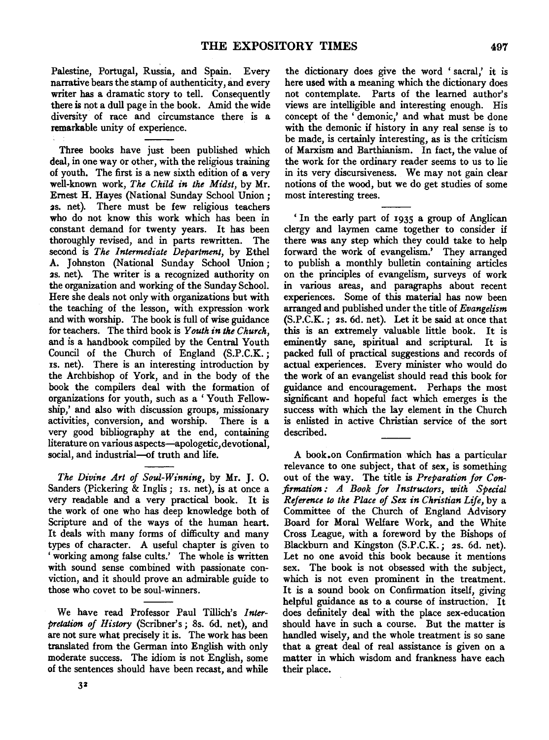Palestine, Portugal, Russia, and Spain. Every narrative bears the stamp of authenticity, and every writer has a dramatic story to tell. Consequently there is not a dull page in the book. Amid the wide diversity of race and circumstance there is a remarkable unity of experience.

---

Three books have just been published which deal, in one way or other, with the religious training of youth. The first is a new sixth edition of a very well-known work, *The Child in the Midst*, by Mr. Ernest H. Hayes (National Sunday School Union; 2s. net). There must be few religious teachers who do not know this work which has been in constant demand for twenty years. It has been thoroughly revised, and in parts rewritten. The second is *The Intermediate Department*, by Ethel A. Johnston (National Sunday School Union; 2s. net). The writer is a recognized authority on the organization and working of the Sunday School. Here she deals not only with organizations but with the teaching of the lesson, with expression work and with worship. The book is full of wise guidance for teachers. The third book is *Youth in the Church*, and is a handbook compiled by the Central Youth Council of the Church of England (S.P.C.K.; 1s. net). There is an interesting introduction by the Archbishop of York, and in the body of the book the compilers deal with the formation of organizations for youth, such as a 'Youth Fellowship,' and also with discussion groups, missionary activities, conversion, and worship. There is a very good bibliography at the end, containing literature on various aspects—apologetic, devotional, social, and industrial—of truth and life.

---

*The Divine Art of Soul-Winning*, by Mr. J. O. Sanders (Pickering & Inglis; 1s. net), is at once a very readable and a very practical book. It is the work of one who has deep knowledge both of Scripture and of the ways of the human heart. It deals with many forms of difficulty and many types of character. A useful chapter is given to 'working among false cults.' The whole is written with sound sense combined with passionate conviction, and it should prove an admirable guide to those who covet to be soul-winners.

---

We have read Professor Paul Tillich's *Interpretation of History* (Scribner's; 8s. 6d. net), and are not sure what precisely it is. The work has been translated from the German into English with only moderate success. The idiom is not English, some of the sentences should have been recast, and while the dictionary does give the word 'sacral,' it is here used with a meaning which the dictionary does not contemplate. Parts of the learned author's views are intelligible and interesting enough. His concept of the 'demonic,' and what must be done with the demonic if history in any real sense is to be made, is certainly interesting, as is the criticism of Marxism and Barthianism. In fact, the value of the work for the ordinary reader seems to us to lie in its very discursiveness. We may not gain clear notions of the wood, but we do get studies of some most interesting trees.

---

'In the early part of 1935 a group of Anglican clergy and laymen came together to consider if there was any step which they could take to help forward the work of evangelism.' They arranged to publish a monthly bulletin containing articles on the principles of evangelism, surveys of work in various areas, and paragraphs about recent experiences. Some of this material has now been arranged and published under the title of *Evangelism* (S.P.C.K.; 2s. 6d. net). Let it be said at once that this is an extremely valuable little book. It is eminently sane, spiritual and scriptural. It is packed full of practical suggestions and records of actual experiences. Every minister who would do the work of an evangelist should read this book for guidance and encouragement. Perhaps the most significant and hopeful fact which emerges is the success with which the lay element in the Church is enlisted in active Christian service of the sort described.

---

A book on Confirmation which has a particular relevance to one subject, that of sex, is something out of the way. The title is *Preparation for Confirmation: A Book for Instructors, with Special Reference to the Place of Sex in Christian Life*, by a Committee of the Church of England Advisory Board for Moral Welfare Work, and the White Cross League, with a foreword by the Bishops of Blackburn and Kingston (S.P.C.K.; 2s. 6d. net). Let no one avoid this book because it mentions sex. The book is not obsessed with the subject, which is not even prominent in the treatment. It is a sound book on Confirmation itself, giving helpful guidance as to a course of instruction. It does definitely deal with the place sex-education should have in such a course. But the matter is handled wisely, and the whole treatment is so sane that a great deal of real assistance is given on a matter in which wisdom and frankness have each their place.